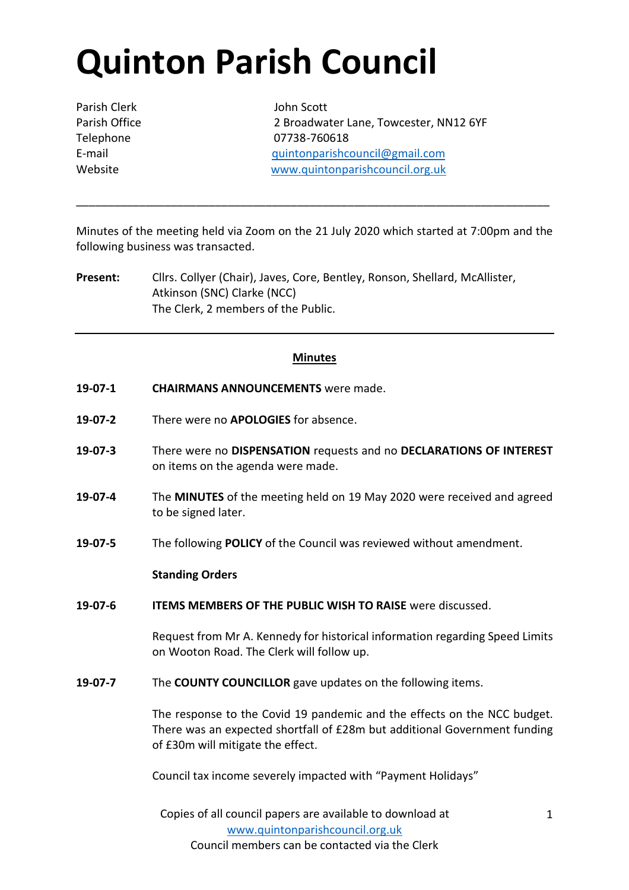# Quinton Parish Council

| | |
|---|---|
| Parish Clerk | John Scott |
| Parish Office | 2 Broadwater Lane, Towcester, NN12 6YF |
| Telephone | 07738-760618 |
| E-mail | quintonparishcouncil@gmail.com |
| Website | www.quintonparishcouncil.org.uk |

---

Minutes of the meeting held via Zoom on the 21 July 2020 which started at 7:00pm and the following business was transacted.

**Present:** Cllrs. Collyer (Chair), Javes, Core, Bentley, Ronson, Shellard, McAllister, Atkinson (SNC) Clarke (NCC)
The Clerk, 2 members of the Public.

---

## Minutes

**19-07-1** **CHAIRMANS ANNOUNCEMENTS** were made.

**19-07-2** There were no **APOLOGIES** for absence.

**19-07-3** There were no **DISPENSATION** requests and no **DECLARATIONS OF INTEREST** on items on the agenda were made.

**19-07-4** The **MINUTES** of the meeting held on 19 May 2020 were received and agreed to be signed later.

**19-07-5** The following **POLICY** of the Council was reviewed without amendment.

**Standing Orders**

**19-07-6** **ITEMS MEMBERS OF THE PUBLIC WISH TO RAISE** were discussed.

Request from Mr A. Kennedy for historical information regarding Speed Limits on Wooton Road. The Clerk will follow up.

**19-07-7** The **COUNTY COUNCILLOR** gave updates on the following items.

The response to the Covid 19 pandemic and the effects on the NCC budget. There was an expected shortfall of £28m but additional Government funding of £30m will mitigate the effect.

Council tax income severely impacted with "Payment Holidays"

Copies of all council papers are available to download at www.quintonparishcouncil.org.uk
Council members can be contacted via the Clerk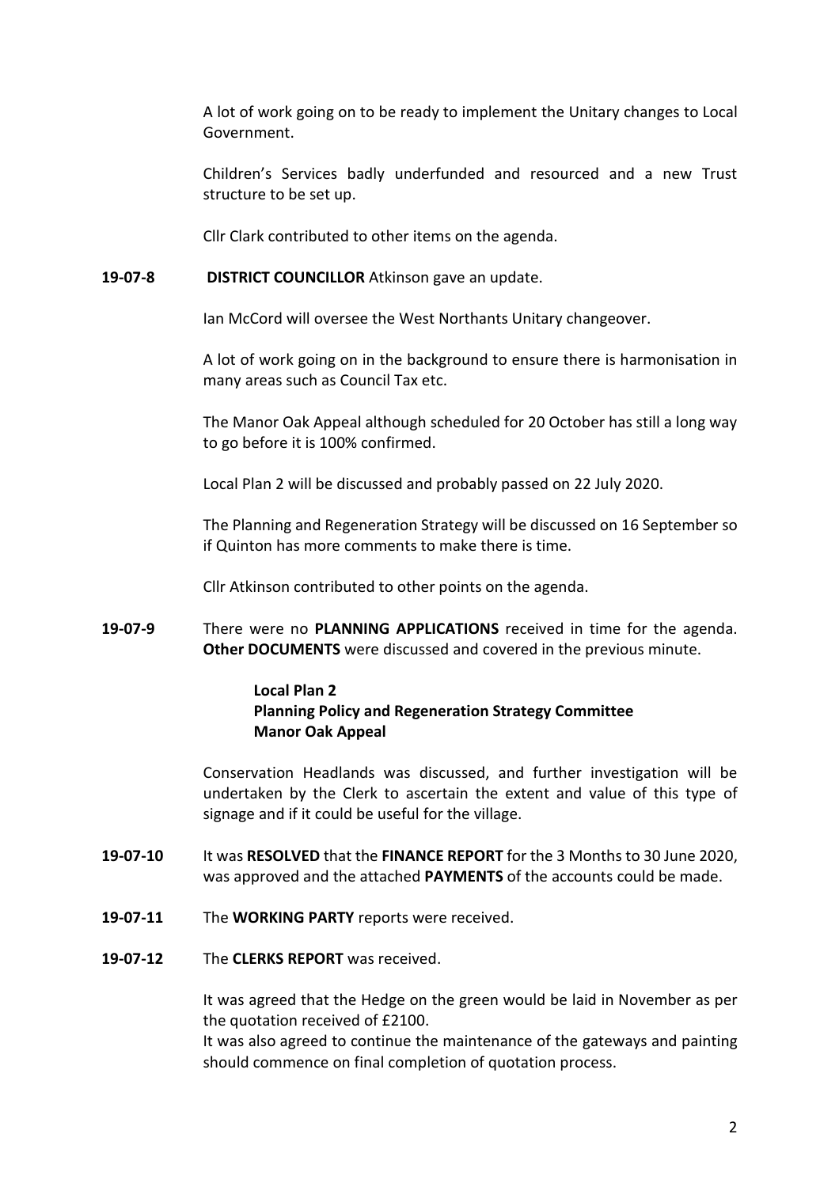A lot of work going on to be ready to implement the Unitary changes to Local Government.

Children's Services badly underfunded and resourced and a new Trust structure to be set up.

Cllr Clark contributed to other items on the agenda.

**19-07-8** **DISTRICT COUNCILLOR** Atkinson gave an update.

Ian McCord will oversee the West Northants Unitary changeover.

A lot of work going on in the background to ensure there is harmonisation in many areas such as Council Tax etc.

The Manor Oak Appeal although scheduled for 20 October has still a long way to go before it is 100% confirmed.

Local Plan 2 will be discussed and probably passed on 22 July 2020.

The Planning and Regeneration Strategy will be discussed on 16 September so if Quinton has more comments to make there is time.

Cllr Atkinson contributed to other points on the agenda.

**19-07-9** There were no **PLANNING APPLICATIONS** received in time for the agenda. **Other DOCUMENTS** were discussed and covered in the previous minute.

**Local Plan 2**
**Planning Policy and Regeneration Strategy Committee**
**Manor Oak Appeal**

Conservation Headlands was discussed, and further investigation will be undertaken by the Clerk to ascertain the extent and value of this type of signage and if it could be useful for the village.

**19-07-10** It was **RESOLVED** that the **FINANCE REPORT** for the 3 Months to 30 June 2020, was approved and the attached **PAYMENTS** of the accounts could be made.

**19-07-11** The **WORKING PARTY** reports were received.

**19-07-12** The **CLERKS REPORT** was received.

It was agreed that the Hedge on the green would be laid in November as per the quotation received of £2100.
It was also agreed to continue the maintenance of the gateways and painting should commence on final completion of quotation process.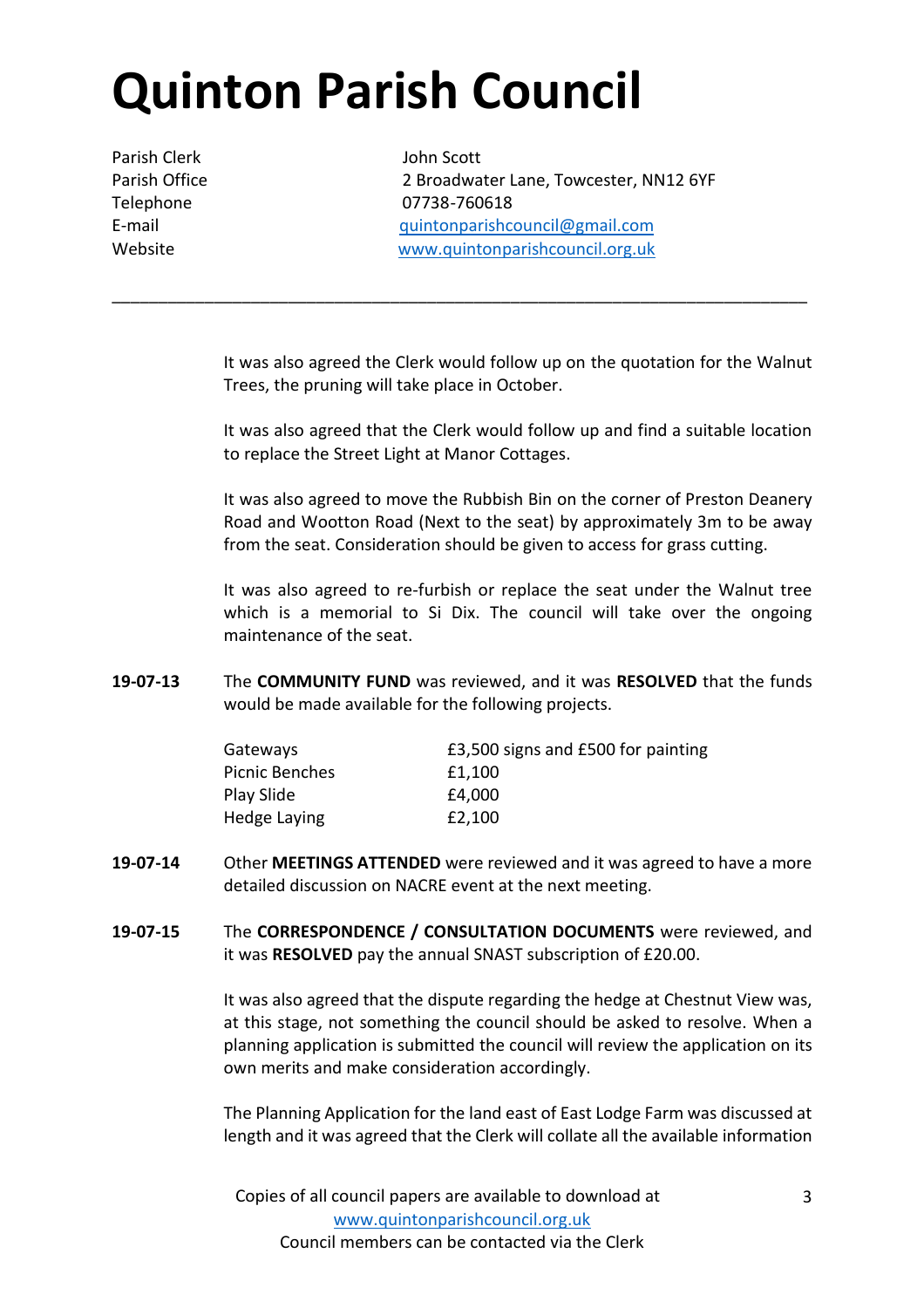# Quinton Parish Council

| | |
|---|---|
| Parish Clerk | John Scott |
| Parish Office | 2 Broadwater Lane, Towcester, NN12 6YF |
| Telephone | 07738-760618 |
| E-mail | quintonparishcouncil@gmail.com |
| Website | www.quintonparishcouncil.org.uk |

---

It was also agreed the Clerk would follow up on the quotation for the Walnut Trees, the pruning will take place in October.

It was also agreed that the Clerk would follow up and find a suitable location to replace the Street Light at Manor Cottages.

It was also agreed to move the Rubbish Bin on the corner of Preston Deanery Road and Wootton Road (Next to the seat) by approximately 3m to be away from the seat. Consideration should be given to access for grass cutting.

It was also agreed to re-furbish or replace the seat under the Walnut tree which is a memorial to Si Dix. The council will take over the ongoing maintenance of the seat.

**19-07-13** The **COMMUNITY FUND** was reviewed, and it was **RESOLVED** that the funds would be made available for the following projects.

| | |
|---|---|
| Gateways | £3,500 signs and £500 for painting |
| Picnic Benches | £1,100 |
| Play Slide | £4,000 |
| Hedge Laying | £2,100 |

**19-07-14** Other **MEETINGS ATTENDED** were reviewed and it was agreed to have a more detailed discussion on NACRE event at the next meeting.

**19-07-15** The **CORRESPONDENCE / CONSULTATION DOCUMENTS** were reviewed, and it was **RESOLVED** pay the annual SNAST subscription of £20.00.

It was also agreed that the dispute regarding the hedge at Chestnut View was, at this stage, not something the council should be asked to resolve. When a planning application is submitted the council will review the application on its own merits and make consideration accordingly.

The Planning Application for the land east of East Lodge Farm was discussed at length and it was agreed that the Clerk will collate all the available information

Copies of all council papers are available to download at www.quintonparishcouncil.org.uk
Council members can be contacted via the Clerk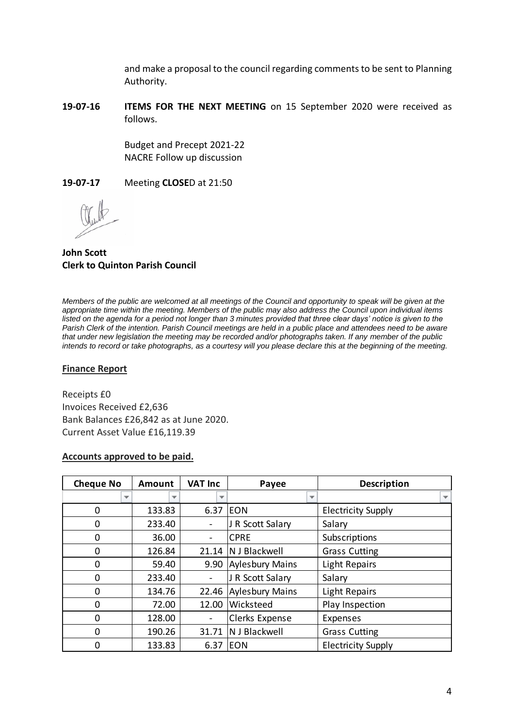and make a proposal to the council regarding comments to be sent to Planning Authority.

**19-07-16** **ITEMS FOR THE NEXT MEETING** on 15 September 2020 were received as follows.

Budget and Precept 2021-22
NACRE Follow up discussion

**19-07-17** Meeting **CLOSE**D at 21:50

**John Scott**
**Clerk to Quinton Parish Council**

*Members of the public are welcomed at all meetings of the Council and opportunity to speak will be given at the appropriate time within the meeting. Members of the public may also address the Council upon individual items listed on the agenda for a period not longer than 3 minutes provided that three clear days' notice is given to the Parish Clerk of the intention. Parish Council meetings are held in a public place and attendees need to be aware that under new legislation the meeting may be recorded and/or photographs taken. If any member of the public intends to record or take photographs, as a courtesy will you please declare this at the beginning of the meeting.*

**Finance Report**

Receipts £0
Invoices Received £2,636
Bank Balances £26,842 as at June 2020.
Current Asset Value £16,119.39

**Accounts approved to be paid.**

| Cheque No | Amount | VAT Inc | Payee | Description |
|---|---|---|---|---|
| 0 | 133.83 | 6.37 | EON | Electricity Supply |
| 0 | 233.40 | - | J R Scott Salary | Salary |
| 0 | 36.00 | - | CPRE | Subscriptions |
| 0 | 126.84 | 21.14 | N J Blackwell | Grass Cutting |
| 0 | 59.40 | 9.90 | Aylesbury Mains | Light Repairs |
| 0 | 233.40 | - | J R Scott Salary | Salary |
| 0 | 134.76 | 22.46 | Aylesbury Mains | Light Repairs |
| 0 | 72.00 | 12.00 | Wicksteed | Play Inspection |
| 0 | 128.00 | - | Clerks Expense | Expenses |
| 0 | 190.26 | 31.71 | N J Blackwell | Grass Cutting |
| 0 | 133.83 | 6.37 | EON | Electricity Supply |